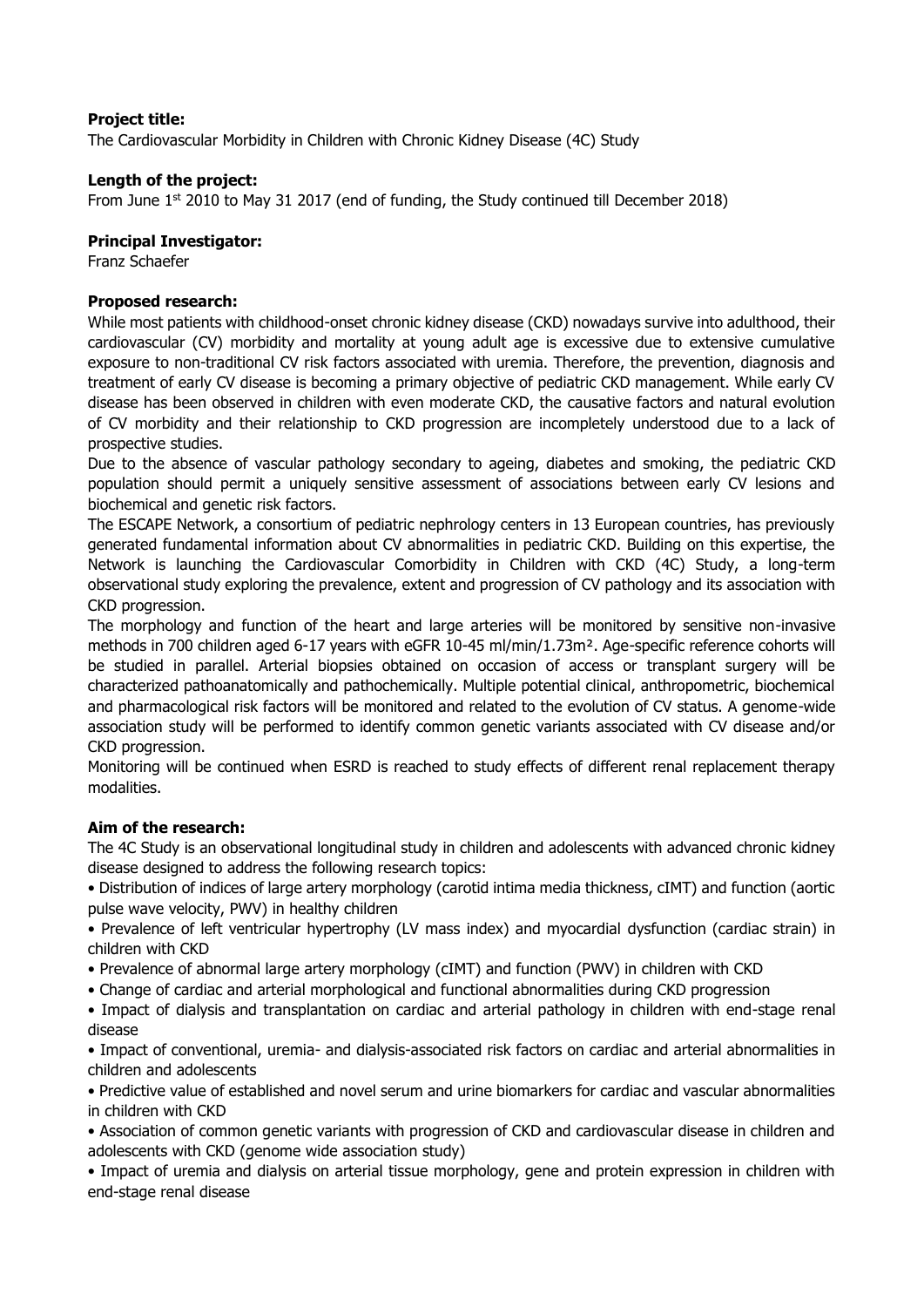**Project title:**

The Cardiovascular Morbidity in Children with Chronic Kidney Disease (4C) Study

**Length of the project:**

From June 1st 2010 to May 31 2017 (end of funding, the Study continued till December 2018)

**Principal Investigator:**

Franz Schaefer

**Proposed research:**

While most patients with childhood-onset chronic kidney disease (CKD) nowadays survive into adulthood, their cardiovascular (CV) morbidity and mortality at young adult age is excessive due to extensive cumulative exposure to non-traditional CV risk factors associated with uremia. Therefore, the prevention, diagnosis and treatment of early CV disease is becoming a primary objective of pediatric CKD management. While early CV disease has been observed in children with even moderate CKD, the causative factors and natural evolution of CV morbidity and their relationship to CKD progression are incompletely understood due to a lack of prospective studies.

Due to the absence of vascular pathology secondary to ageing, diabetes and smoking, the pediatric CKD population should permit a uniquely sensitive assessment of associations between early CV lesions and biochemical and genetic risk factors.

The ESCAPE Network, a consortium of pediatric nephrology centers in 13 European countries, has previously generated fundamental information about CV abnormalities in pediatric CKD. Building on this expertise, the Network is launching the Cardiovascular Comorbidity in Children with CKD (4C) Study, a long-term observational study exploring the prevalence, extent and progression of CV pathology and its association with CKD progression.

The morphology and function of the heart and large arteries will be monitored by sensitive non-invasive methods in 700 children aged 6-17 years with eGFR 10-45 ml/min/1.73m². Age-specific reference cohorts will be studied in parallel. Arterial biopsies obtained on occasion of access or transplant surgery will be characterized pathoanatomically and pathochemically. Multiple potential clinical, anthropometric, biochemical and pharmacological risk factors will be monitored and related to the evolution of CV status. A genome-wide association study will be performed to identify common genetic variants associated with CV disease and/or CKD progression.

Monitoring will be continued when ESRD is reached to study effects of different renal replacement therapy modalities.

**Aim of the research:**

The 4C Study is an observational longitudinal study in children and adolescents with advanced chronic kidney disease designed to address the following research topics:

- Distribution of indices of large artery morphology (carotid intima media thickness, cIMT) and function (aortic pulse wave velocity, PWV) in healthy children
- Prevalence of left ventricular hypertrophy (LV mass index) and myocardial dysfunction (cardiac strain) in children with CKD
- Prevalence of abnormal large artery morphology (cIMT) and function (PWV) in children with CKD
- Change of cardiac and arterial morphological and functional abnormalities during CKD progression
- Impact of dialysis and transplantation on cardiac and arterial pathology in children with end-stage renal disease
- Impact of conventional, uremia- and dialysis-associated risk factors on cardiac and arterial abnormalities in children and adolescents
- Predictive value of established and novel serum and urine biomarkers for cardiac and vascular abnormalities in children with CKD
- Association of common genetic variants with progression of CKD and cardiovascular disease in children and adolescents with CKD (genome wide association study)
- Impact of uremia and dialysis on arterial tissue morphology, gene and protein expression in children with end-stage renal disease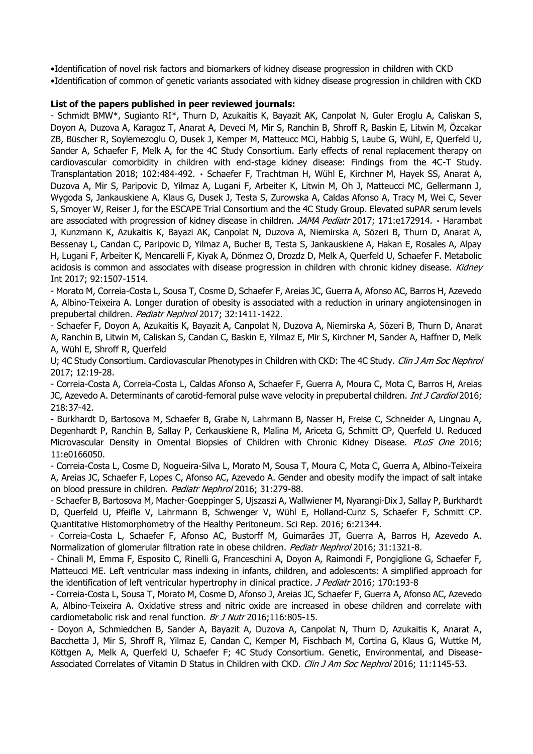•Identification of novel risk factors and biomarkers of kidney disease progression in children with CKD
•Identification of common of genetic variants associated with kidney disease progression in children with CKD

**List of the papers published in peer reviewed journals:**

- Schmidt BMW*, Sugianto RI*, Thurn D, Azukaitis K, Bayazit AK, Canpolat N, Guler Eroglu A, Caliskan S, Doyon A, Duzova A, Karagoz T, Anarat A, Deveci M, Mir S, Ranchin B, Shroff R, Baskin E, Litwin M, Özcakar ZB, Büscher R, Soylemezoglu O, Dusek J, Kemper M, Matteucc MCi, Habbig S, Laube G, Wühl, E, Querfeld U, Sander A, Schaefer F, Melk A, for the 4C Study Consortium. Early effects of renal replacement therapy on cardiovascular comorbidity in children with end-stage kidney disease: Findings from the 4C-T Study. Transplantation 2018; 102:484-492. ▪ Schaefer F, Trachtman H, Wühl E, Kirchner M, Hayek SS, Anarat A, Duzova A, Mir S, Paripovic D, Yilmaz A, Lugani F, Arbeiter K, Litwin M, Oh J, Matteucci MC, Gellermann J, Wygoda S, Jankauskiene A, Klaus G, Dusek J, Testa S, Zurowska A, Caldas Afonso A, Tracy M, Wei C, Sever S, Smoyer W, Reiser J, for the ESCAPE Trial Consortium and the 4C Study Group. Elevated suPAR serum levels are associated with progression of kidney disease in children. *JAMA Pediatr* 2017; 171:e172914. ▪ Harambat J, Kunzmann K, Azukaitis K, Bayazi AK, Canpolat N, Duzova A, Niemirska A, Sözeri B, Thurn D, Anarat A, Bessenay L, Candan C, Paripovic D, Yilmaz A, Bucher B, Testa S, Jankauskiene A, Hakan E, Rosales A, Alpay H, Lugani F, Arbeiter K, Mencarelli F, Kiyak A, Dönmez O, Drozdz D, Melk A, Querfeld U, Schaefer F. Metabolic acidosis is common and associates with disease progression in children with chronic kidney disease. *Kidney* Int 2017; 92:1507-1514.

- Morato M, Correia-Costa L, Sousa T, Cosme D, Schaefer F, Areias JC, Guerra A, Afonso AC, Barros H, Azevedo A, Albino-Teixeira A. Longer duration of obesity is associated with a reduction in urinary angiotensinogen in prepubertal children. *Pediatr Nephrol* 2017; 32:1411-1422.

- Schaefer F, Doyon A, Azukaitis K, Bayazit A, Canpolat N, Duzova A, Niemirska A, Sözeri B, Thurn D, Anarat A, Ranchin B, Litwin M, Caliskan S, Candan C, Baskin E, Yilmaz E, Mir S, Kirchner M, Sander A, Haffner D, Melk A, Wühl E, Shroff R, Querfeld U; 4C Study Consortium. Cardiovascular Phenotypes in Children with CKD: The 4C Study. *Clin J Am Soc Nephrol* 2017; 12:19-28.

- Correia-Costa A, Correia-Costa L, Caldas Afonso A, Schaefer F, Guerra A, Moura C, Mota C, Barros H, Areias JC, Azevedo A. Determinants of carotid-femoral pulse wave velocity in prepubertal children. *Int J Cardiol* 2016; 218:37-42.

- Burkhardt D, Bartosova M, Schaefer B, Grabe N, Lahrmann B, Nasser H, Freise C, Schneider A, Lingnau A, Degenhardt P, Ranchin B, Sallay P, Cerkauskiene R, Malina M, Ariceta G, Schmitt CP, Querfeld U. Reduced Microvascular Density in Omental Biopsies of Children with Chronic Kidney Disease. *PLoS One* 2016; 11:e0166050.

- Correia-Costa L, Cosme D, Nogueira-Silva L, Morato M, Sousa T, Moura C, Mota C, Guerra A, Albino-Teixeira A, Areias JC, Schaefer F, Lopes C, Afonso AC, Azevedo A. Gender and obesity modify the impact of salt intake on blood pressure in children. *Pediatr Nephrol* 2016; 31:279-88.

- Schaefer B, Bartosova M, Macher-Goeppinger S, Ujszaszi A, Wallwiener M, Nyarangi-Dix J, Sallay P, Burkhardt D, Querfeld U, Pfeifle V, Lahrmann B, Schwenger V, Wühl E, Holland-Cunz S, Schaefer F, Schmitt CP. Quantitative Histomorphometry of the Healthy Peritoneum. Sci Rep. 2016; 6:21344.

- Correia-Costa L, Schaefer F, Afonso AC, Bustorff M, Guimarães JT, Guerra A, Barros H, Azevedo A. Normalization of glomerular filtration rate in obese children. *Pediatr Nephrol* 2016; 31:1321-8.

- Chinali M, Emma F, Esposito C, Rinelli G, Franceschini A, Doyon A, Raimondi F, Pongiglione G, Schaefer F, Matteucci ME. Left ventricular mass indexing in infants, children, and adolescents: A simplified approach for the identification of left ventricular hypertrophy in clinical practice. *J Pediatr* 2016; 170:193-8

- Correia-Costa L, Sousa T, Morato M, Cosme D, Afonso J, Areias JC, Schaefer F, Guerra A, Afonso AC, Azevedo A, Albino-Teixeira A. Oxidative stress and nitric oxide are increased in obese children and correlate with cardiometabolic risk and renal function. *Br J Nutr* 2016;116:805-15.

- Doyon A, Schmiedchen B, Sander A, Bayazit A, Duzova A, Canpolat N, Thurn D, Azukaitis K, Anarat A, Bacchetta J, Mir S, Shroff R, Yilmaz E, Candan C, Kemper M, Fischbach M, Cortina G, Klaus G, Wuttke M, Köttgen A, Melk A, Querfeld U, Schaefer F; 4C Study Consortium. Genetic, Environmental, and Disease-Associated Correlates of Vitamin D Status in Children with CKD. *Clin J Am Soc Nephrol* 2016; 11:1145-53.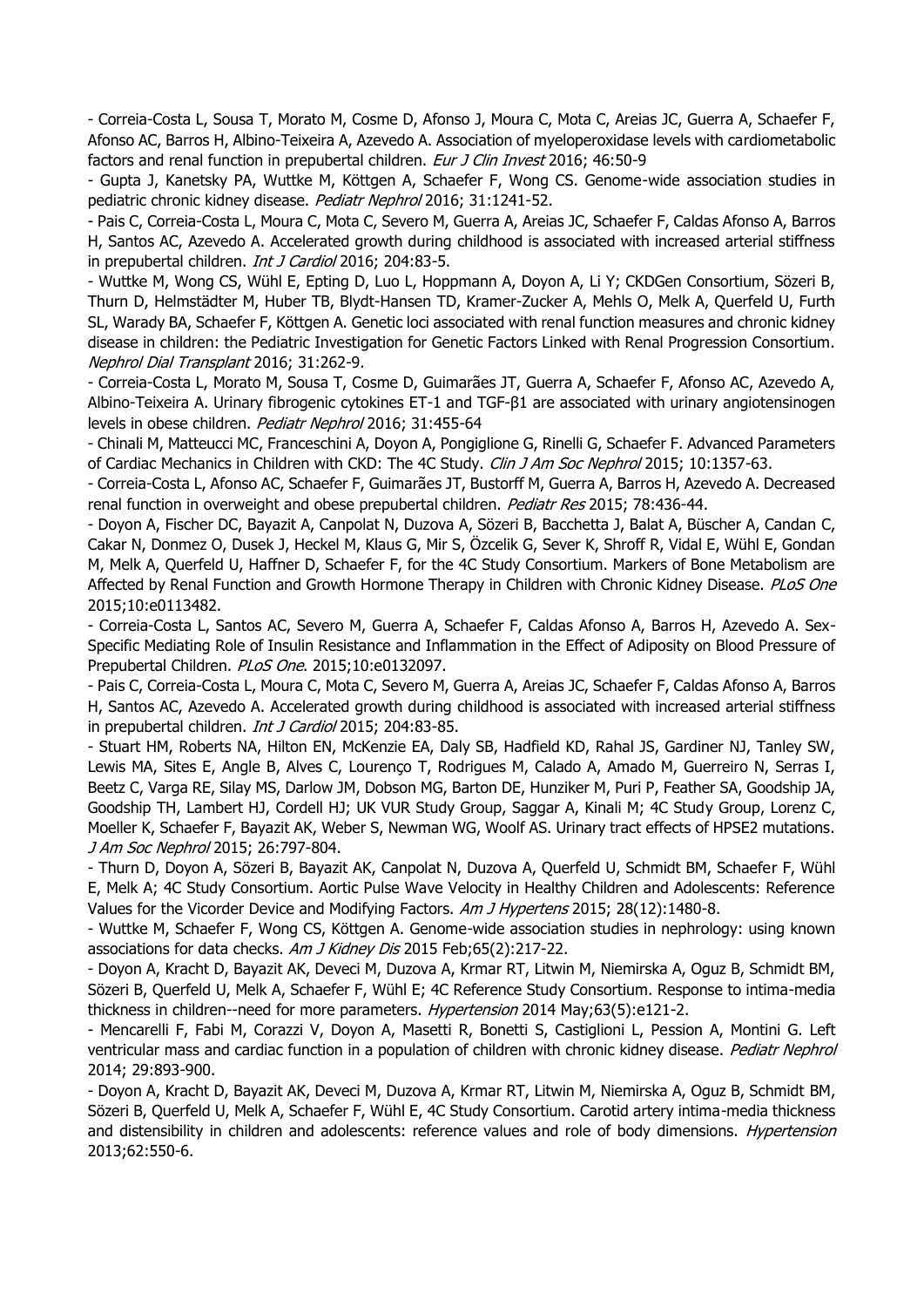- Correia-Costa L, Sousa T, Morato M, Cosme D, Afonso J, Moura C, Mota C, Areias JC, Guerra A, Schaefer F, Afonso AC, Barros H, Albino-Teixeira A, Azevedo A. Association of myeloperoxidase levels with cardiometabolic factors and renal function in prepubertal children. *Eur J Clin Invest* 2016; 46:50-9

- Gupta J, Kanetsky PA, Wuttke M, Köttgen A, Schaefer F, Wong CS. Genome-wide association studies in pediatric chronic kidney disease. *Pediatr Nephrol* 2016; 31:1241-52.

- Pais C, Correia-Costa L, Moura C, Mota C, Severo M, Guerra A, Areias JC, Schaefer F, Caldas Afonso A, Barros H, Santos AC, Azevedo A. Accelerated growth during childhood is associated with increased arterial stiffness in prepubertal children. *Int J Cardiol* 2016; 204:83-5.

- Wuttke M, Wong CS, Wühl E, Epting D, Luo L, Hoppmann A, Doyon A, Li Y; CKDGen Consortium, Sözeri B, Thurn D, Helmstädter M, Huber TB, Blydt-Hansen TD, Kramer-Zucker A, Mehls O, Melk A, Querfeld U, Furth SL, Warady BA, Schaefer F, Köttgen A. Genetic loci associated with renal function measures and chronic kidney disease in children: the Pediatric Investigation for Genetic Factors Linked with Renal Progression Consortium. *Nephrol Dial Transplant* 2016; 31:262-9.

- Correia-Costa L, Morato M, Sousa T, Cosme D, Guimarães JT, Guerra A, Schaefer F, Afonso AC, Azevedo A, Albino-Teixeira A. Urinary fibrogenic cytokines ET-1 and TGF-β1 are associated with urinary angiotensinogen levels in obese children. *Pediatr Nephrol* 2016; 31:455-64

- Chinali M, Matteucci MC, Franceschini A, Doyon A, Pongiglione G, Rinelli G, Schaefer F. Advanced Parameters of Cardiac Mechanics in Children with CKD: The 4C Study. *Clin J Am Soc Nephrol* 2015; 10:1357-63.

- Correia-Costa L, Afonso AC, Schaefer F, Guimarães JT, Bustorff M, Guerra A, Barros H, Azevedo A. Decreased renal function in overweight and obese prepubertal children. *Pediatr Res* 2015; 78:436-44.

- Doyon A, Fischer DC, Bayazit A, Canpolat N, Duzova A, Sözeri B, Bacchetta J, Balat A, Büscher A, Candan C, Cakar N, Donmez O, Dusek J, Heckel M, Klaus G, Mir S, Özcelik G, Sever K, Shroff R, Vidal E, Wühl E, Gondan M, Melk A, Querfeld U, Haffner D, Schaefer F, for the 4C Study Consortium. Markers of Bone Metabolism are Affected by Renal Function and Growth Hormone Therapy in Children with Chronic Kidney Disease. *PLoS One* 2015;10:e0113482.

- Correia-Costa L, Santos AC, Severo M, Guerra A, Schaefer F, Caldas Afonso A, Barros H, Azevedo A. Sex-Specific Mediating Role of Insulin Resistance and Inflammation in the Effect of Adiposity on Blood Pressure of Prepubertal Children. *PLoS One*. 2015;10:e0132097.

- Pais C, Correia-Costa L, Moura C, Mota C, Severo M, Guerra A, Areias JC, Schaefer F, Caldas Afonso A, Barros H, Santos AC, Azevedo A. Accelerated growth during childhood is associated with increased arterial stiffness in prepubertal children. *Int J Cardiol* 2015; 204:83-85.

- Stuart HM, Roberts NA, Hilton EN, McKenzie EA, Daly SB, Hadfield KD, Rahal JS, Gardiner NJ, Tanley SW, Lewis MA, Sites E, Angle B, Alves C, Lourenço T, Rodrigues M, Calado A, Amado M, Guerreiro N, Serras I, Beetz C, Varga RE, Silay MS, Darlow JM, Dobson MG, Barton DE, Hunziker M, Puri P, Feather SA, Goodship JA, Goodship TH, Lambert HJ, Cordell HJ; UK VUR Study Group, Saggar A, Kinali M; 4C Study Group, Lorenz C, Moeller K, Schaefer F, Bayazit AK, Weber S, Newman WG, Woolf AS. Urinary tract effects of HPSE2 mutations. *J Am Soc Nephrol* 2015; 26:797-804.

- Thurn D, Doyon A, Sözeri B, Bayazit AK, Canpolat N, Duzova A, Querfeld U, Schmidt BM, Schaefer F, Wühl E, Melk A; 4C Study Consortium. Aortic Pulse Wave Velocity in Healthy Children and Adolescents: Reference Values for the Vicorder Device and Modifying Factors. *Am J Hypertens* 2015; 28(12):1480-8.

- Wuttke M, Schaefer F, Wong CS, Köttgen A. Genome-wide association studies in nephrology: using known associations for data checks. *Am J Kidney Dis* 2015 Feb;65(2):217-22.

- Doyon A, Kracht D, Bayazit AK, Deveci M, Duzova A, Krmar RT, Litwin M, Niemirska A, Oguz B, Schmidt BM, Sözeri B, Querfeld U, Melk A, Schaefer F, Wühl E; 4C Reference Study Consortium. Response to intima-media thickness in children--need for more parameters. *Hypertension* 2014 May;63(5):e121-2.

- Mencarelli F, Fabi M, Corazzi V, Doyon A, Masetti R, Bonetti S, Castiglioni L, Pession A, Montini G. Left ventricular mass and cardiac function in a population of children with chronic kidney disease. *Pediatr Nephrol* 2014; 29:893-900.

- Doyon A, Kracht D, Bayazit AK, Deveci M, Duzova A, Krmar RT, Litwin M, Niemirska A, Oguz B, Schmidt BM, Sözeri B, Querfeld U, Melk A, Schaefer F, Wühl E, 4C Study Consortium. Carotid artery intima-media thickness and distensibility in children and adolescents: reference values and role of body dimensions. *Hypertension* 2013;62:550-6.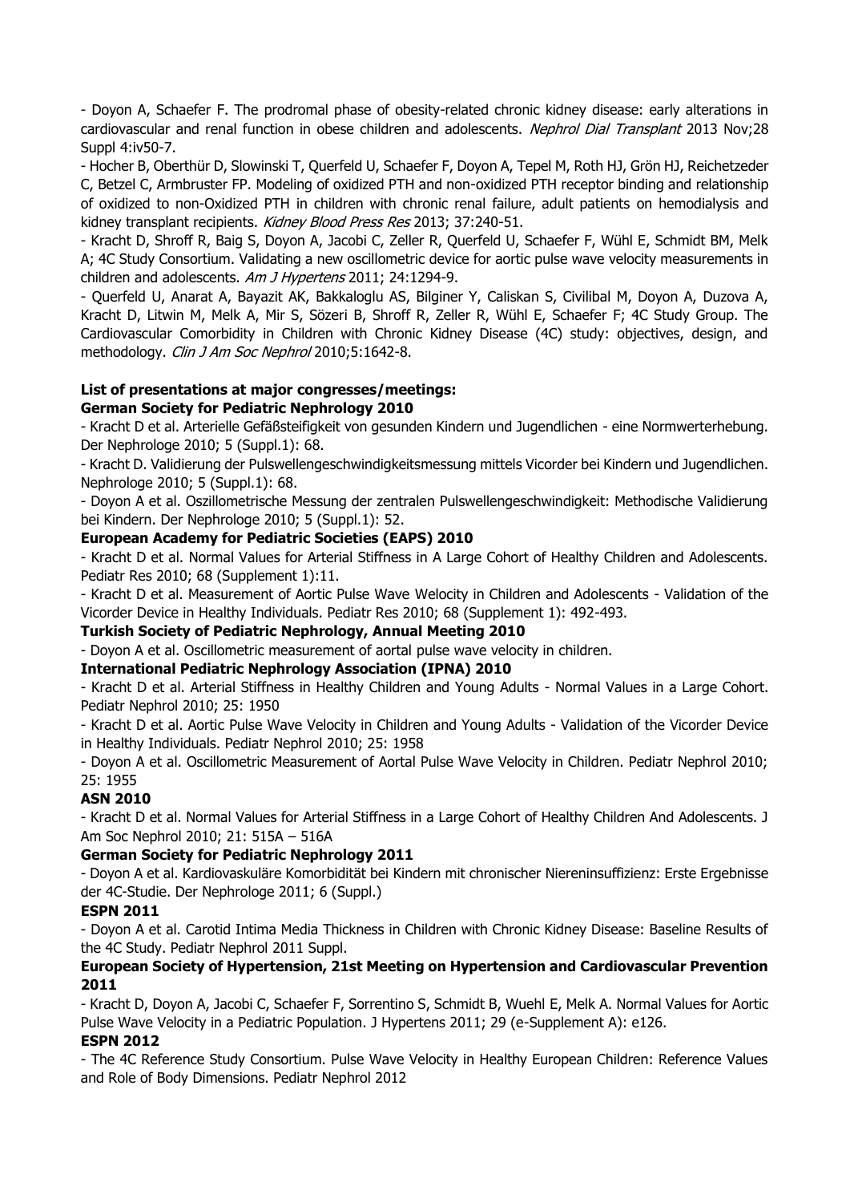- Doyon A, Schaefer F. The prodromal phase of obesity-related chronic kidney disease: early alterations in cardiovascular and renal function in obese children and adolescents. *Nephrol Dial Transplant* 2013 Nov;28 Suppl 4:iv50-7.

- Hocher B, Oberthür D, Slowinski T, Querfeld U, Schaefer F, Doyon A, Tepel M, Roth HJ, Grön HJ, Reichetzeder C, Betzel C, Armbruster FP. Modeling of oxidized PTH and non-oxidized PTH receptor binding and relationship of oxidized to non-Oxidized PTH in children with chronic renal failure, adult patients on hemodialysis and kidney transplant recipients. *Kidney Blood Press Res* 2013; 37:240-51.

- Kracht D, Shroff R, Baig S, Doyon A, Jacobi C, Zeller R, Querfeld U, Schaefer F, Wühl E, Schmidt BM, Melk A; 4C Study Consortium. Validating a new oscillometric device for aortic pulse wave velocity measurements in children and adolescents. *Am J Hypertens* 2011; 24:1294-9.

- Querfeld U, Anarat A, Bayazit AK, Bakkaloglu AS, Bilginer Y, Caliskan S, Civilibal M, Doyon A, Duzova A, Kracht D, Litwin M, Melk A, Mir S, Sözeri B, Shroff R, Zeller R, Wühl E, Schaefer F; 4C Study Group. The Cardiovascular Comorbidity in Children with Chronic Kidney Disease (4C) study: objectives, design, and methodology. *Clin J Am Soc Nephrol* 2010;5:1642-8.

**List of presentations at major congresses/meetings:**

**German Society for Pediatric Nephrology 2010**

- Kracht D et al. Arterielle Gefäßsteifigkeit von gesunden Kindern und Jugendlichen - eine Normwerterhebung. Der Nephrologe 2010; 5 (Suppl.1): 68.

- Kracht D. Validierung der Pulswellengeschwindigkeitsmessung mittels Vicorder bei Kindern und Jugendlichen. Nephrologe 2010; 5 (Suppl.1): 68.

- Doyon A et al. Oszillometrische Messung der zentralen Pulswellengeschwindigkeit: Methodische Validierung bei Kindern. Der Nephrologe 2010; 5 (Suppl.1): 52.

**European Academy for Pediatric Societies (EAPS) 2010**

- Kracht D et al. Normal Values for Arterial Stiffness in A Large Cohort of Healthy Children and Adolescents. Pediatr Res 2010; 68 (Supplement 1):11.

- Kracht D et al. Measurement of Aortic Pulse Wave Welocity in Children and Adolescents - Validation of the Vicorder Device in Healthy Individuals. Pediatr Res 2010; 68 (Supplement 1): 492-493.

**Turkish Society of Pediatric Nephrology, Annual Meeting 2010**

- Doyon A et al. Oscillometric measurement of aortal pulse wave velocity in children.

**International Pediatric Nephrology Association (IPNA) 2010**

- Kracht D et al. Arterial Stiffness in Healthy Children and Young Adults - Normal Values in a Large Cohort. Pediatr Nephrol 2010; 25: 1950

- Kracht D et al. Aortic Pulse Wave Velocity in Children and Young Adults - Validation of the Vicorder Device in Healthy Individuals. Pediatr Nephrol 2010; 25: 1958

- Doyon A et al. Oscillometric Measurement of Aortal Pulse Wave Velocity in Children. Pediatr Nephrol 2010; 25: 1955

**ASN 2010**

- Kracht D et al. Normal Values for Arterial Stiffness in a Large Cohort of Healthy Children And Adolescents. J Am Soc Nephrol 2010; 21: 515A – 516A

**German Society for Pediatric Nephrology 2011**

- Doyon A et al. Kardiovaskuläre Komorbidität bei Kindern mit chronischer Niereninsuffizienz: Erste Ergebnisse der 4C-Studie. Der Nephrologe 2011; 6 (Suppl.)

**ESPN 2011**

- Doyon A et al. Carotid Intima Media Thickness in Children with Chronic Kidney Disease: Baseline Results of the 4C Study. Pediatr Nephrol 2011 Suppl.

**European Society of Hypertension, 21st Meeting on Hypertension and Cardiovascular Prevention 2011**

- Kracht D, Doyon A, Jacobi C, Schaefer F, Sorrentino S, Schmidt B, Wuehl E, Melk A. Normal Values for Aortic Pulse Wave Velocity in a Pediatric Population. J Hypertens 2011; 29 (e-Supplement A): e126.

**ESPN 2012**

- The 4C Reference Study Consortium. Pulse Wave Velocity in Healthy European Children: Reference Values and Role of Body Dimensions. Pediatr Nephrol 2012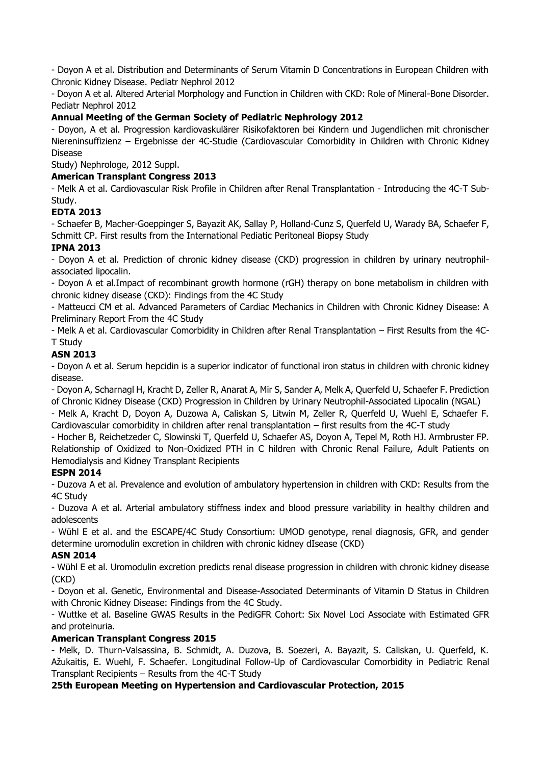- Doyon A et al. Distribution and Determinants of Serum Vitamin D Concentrations in European Children with Chronic Kidney Disease. Pediatr Nephrol 2012

- Doyon A et al. Altered Arterial Morphology and Function in Children with CKD: Role of Mineral-Bone Disorder. Pediatr Nephrol 2012

**Annual Meeting of the German Society of Pediatric Nephrology 2012**

- Doyon, A et al. Progression kardiovaskulärer Risikofaktoren bei Kindern und Jugendlichen mit chronischer Niereninsuffizienz – Ergebnisse der 4C-Studie (Cardiovascular Comorbidity in Children with Chronic Kidney Disease
Study) Nephrologe, 2012 Suppl.

**American Transplant Congress 2013**

- Melk A et al. Cardiovascular Risk Profile in Children after Renal Transplantation - Introducing the 4C-T Sub-Study.

**EDTA 2013**

- Schaefer B, Macher-Goeppinger S, Bayazit AK, Sallay P, Holland-Cunz S, Querfeld U, Warady BA, Schaefer F, Schmitt CP. First results from the International Pediatric Peritoneal Biopsy Study

**IPNA 2013**

- Doyon A et al. Prediction of chronic kidney disease (CKD) progression in children by urinary neutrophil-associated lipocalin.

- Doyon A et al.Impact of recombinant growth hormone (rGH) therapy on bone metabolism in children with chronic kidney disease (CKD): Findings from the 4C Study

- Matteucci CM et al. Advanced Parameters of Cardiac Mechanics in Children with Chronic Kidney Disease: A Preliminary Report From the 4C Study

- Melk A et al. Cardiovascular Comorbidity in Children after Renal Transplantation – First Results from the 4C-T Study

**ASN 2013**

- Doyon A et al. Serum hepcidin is a superior indicator of functional iron status in children with chronic kidney disease.

- Doyon A, Scharnagl H, Kracht D, Zeller R, Anarat A, Mir S, Sander A, Melk A, Querfeld U, Schaefer F. Prediction of Chronic Kidney Disease (CKD) Progression in Children by Urinary Neutrophil-Associated Lipocalin (NGAL)

- Melk A, Kracht D, Doyon A, Duzowa A, Caliskan S, Litwin M, Zeller R, Querfeld U, Wuehl E, Schaefer F. Cardiovascular comorbidity in children after renal transplantation – first results from the 4C-T study

- Hocher B, Reichetzeder C, Slowinski T, Querfeld U, Schaefer AS, Doyon A, Tepel M, Roth HJ. Armbruster FP. Relationship of Oxidized to Non-Oxidized PTH in C hildren with Chronic Renal Failure, Adult Patients on Hemodialysis and Kidney Transplant Recipients

**ESPN 2014**

- Duzova A et al. Prevalence and evolution of ambulatory hypertension in children with CKD: Results from the 4C Study

- Duzova A et al. Arterial ambulatory stiffness index and blood pressure variability in healthy children and adolescents

- Wühl E et al. and the ESCAPE/4C Study Consortium: UMOD genotype, renal diagnosis, GFR, and gender determine uromodulin excretion in children with chronic kidney dIsease (CKD)

**ASN 2014**

- Wühl E et al. Uromodulin excretion predicts renal disease progression in children with chronic kidney disease (CKD)

- Doyon et al. Genetic, Environmental and Disease-Associated Determinants of Vitamin D Status in Children with Chronic Kidney Disease: Findings from the 4C Study.

- Wuttke et al. Baseline GWAS Results in the PediGFR Cohort: Six Novel Loci Associate with Estimated GFR and proteinuria.

**American Transplant Congress 2015**

- Melk, D. Thurn-Valsassina, B. Schmidt, A. Duzova, B. Soezeri, A. Bayazit, S. Caliskan, U. Querfeld, K. Ažukaitis, E. Wuehl, F. Schaefer. Longitudinal Follow-Up of Cardiovascular Comorbidity in Pediatric Renal Transplant Recipients – Results from the 4C-T Study

**25th European Meeting on Hypertension and Cardiovascular Protection, 2015**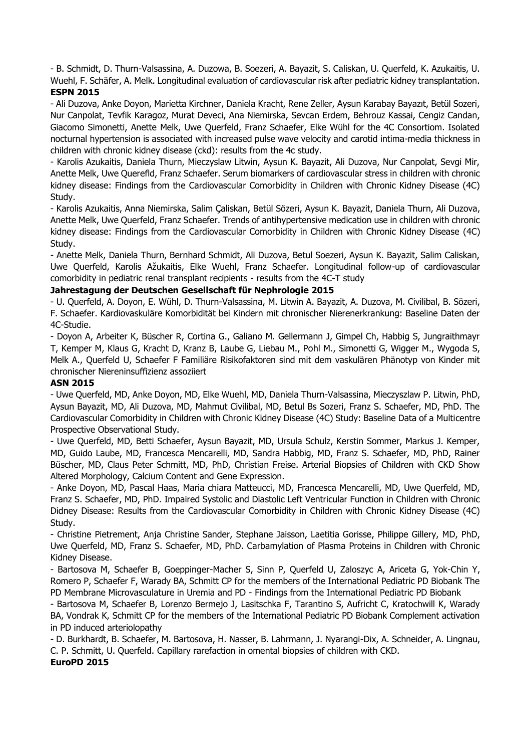- B. Schmidt, D. Thurn-Valsassina, A. Duzowa, B. Soezeri, A. Bayazit, S. Caliskan, U. Querfeld, K. Azukaitis, U. Wuehl, F. Schäfer, A. Melk. Longitudinal evaluation of cardiovascular risk after pediatric kidney transplantation.

**ESPN 2015**

- Ali Duzova, Anke Doyon, Marietta Kirchner, Daniela Kracht, Rene Zeller, Aysun Karabay Bayazıt, Betül Sozeri, Nur Canpolat, Tevfik Karagoz, Murat Deveci, Ana Niemirska, Sevcan Erdem, Behrouz Kassai, Cengiz Candan, Giacomo Simonetti, Anette Melk, Uwe Querfeld, Franz Schaefer, Elke Wühl for the 4C Consortiom. Isolated nocturnal hypertension is associated with increased pulse wave velocity and carotid intima-media thickness in children with chronic kidney disease (ckd): results from the 4c study.
- Karolis Azukaitis, Daniela Thurn, Mieczyslaw Litwin, Aysun K. Bayazit, Ali Duzova, Nur Canpolat, Sevgi Mir, Anette Melk, Uwe Querefld, Franz Schaefer. Serum biomarkers of cardiovascular stress in children with chronic kidney disease: Findings from the Cardiovascular Comorbidity in Children with Chronic Kidney Disease (4C) Study.
- Karolis Azukaitis, Anna Niemirska, Salim Çaliskan, Betül Sözeri, Aysun K. Bayazit, Daniela Thurn, Ali Duzova, Anette Melk, Uwe Querfeld, Franz Schaefer. Trends of antihypertensive medication use in children with chronic kidney disease: Findings from the Cardiovascular Comorbidity in Children with Chronic Kidney Disease (4C) Study.
- Anette Melk, Daniela Thurn, Bernhard Schmidt, Ali Duzova, Betul Soezeri, Aysun K. Bayazit, Salim Caliskan, Uwe Querfeld, Karolis Ažukaitis, Elke Wuehl, Franz Schaefer. Longitudinal follow-up of cardiovascular comorbidity in pediatric renal transplant recipients - results from the 4C-T study

**Jahrestagung der Deutschen Gesellschaft für Nephrologie 2015**

- U. Querfeld, A. Doyon, E. Wühl, D. Thurn-Valsassina, M. Litwin A. Bayazit, A. Duzova, M. Civilibal, B. Sözeri, F. Schaefer. Kardiovaskuläre Komorbidität bei Kindern mit chronischer Nierenerkrankung: Baseline Daten der 4C-Studie.
- Doyon A, Arbeiter K, Büscher R, Cortina G., Galiano M. Gellermann J, Gimpel Ch, Habbig S, Jungraithmayr T, Kemper M, Klaus G, Kracht D, Kranz B, Laube G, Liebau M., Pohl M., Simonetti G, Wigger M., Wygoda S, Melk A., Querfeld U, Schaefer F Familiäre Risikofaktoren sind mit dem vaskulären Phänotyp von Kinder mit chronischer Niereninsuffizienz assoziiert

**ASN 2015**

- Uwe Querfeld, MD, Anke Doyon, MD, Elke Wuehl, MD, Daniela Thurn-Valsassina, Mieczyszlaw P. Litwin, PhD, Aysun Bayazit, MD, Ali Duzova, MD, Mahmut Civilibal, MD, Betul Bs Sozeri, Franz S. Schaefer, MD, PhD. The Cardiovascular Comorbidity in Children with Chronic Kidney Disease (4C) Study: Baseline Data of a Multicentre Prospective Observational Study.
- Uwe Querfeld, MD, Betti Schaefer, Aysun Bayazit, MD, Ursula Schulz, Kerstin Sommer, Markus J. Kemper, MD, Guido Laube, MD, Francesca Mencarelli, MD, Sandra Habbig, MD, Franz S. Schaefer, MD, PhD, Rainer Büscher, MD, Claus Peter Schmitt, MD, PhD, Christian Freise. Arterial Biopsies of Children with CKD Show Altered Morphology, Calcium Content and Gene Expression.
- Anke Doyon, MD, Pascal Haas, Maria chiara Matteucci, MD, Francesca Mencarelli, MD, Uwe Querfeld, MD, Franz S. Schaefer, MD, PhD. Impaired Systolic and Diastolic Left Ventricular Function in Children with Chronic Didney Disease: Results from the Cardiovascular Comorbidity in Children with Chronic Kidney Disease (4C) Study.
- Christine Pietrement, Anja Christine Sander, Stephane Jaisson, Laetitia Gorisse, Philippe Gillery, MD, PhD, Uwe Querfeld, MD, Franz S. Schaefer, MD, PhD. Carbamylation of Plasma Proteins in Children with Chronic Kidney Disease.
- Bartosova M, Schaefer B, Goeppinger-Macher S, Sinn P, Querfeld U, Zaloszyc A, Ariceta G, Yok-Chin Y, Romero P, Schaefer F, Warady BA, Schmitt CP for the members of the International Pediatric PD Biobank The PD Membrane Microvasculature in Uremia and PD - Findings from the International Pediatric PD Biobank
- Bartosova M, Schaefer B, Lorenzo Bermejo J, Lasitschka F, Tarantino S, Aufricht C, Kratochwill K, Warady BA, Vondrak K, Schmitt CP for the members of the International Pediatric PD Biobank Complement activation in PD induced arteriolopathy
- D. Burkhardt, B. Schaefer, M. Bartosova, H. Nasser, B. Lahrmann, J. Nyarangi-Dix, A. Schneider, A. Lingnau, C. P. Schmitt, U. Querfeld. Capillary rarefaction in omental biopsies of children with CKD.

**EuroPD 2015**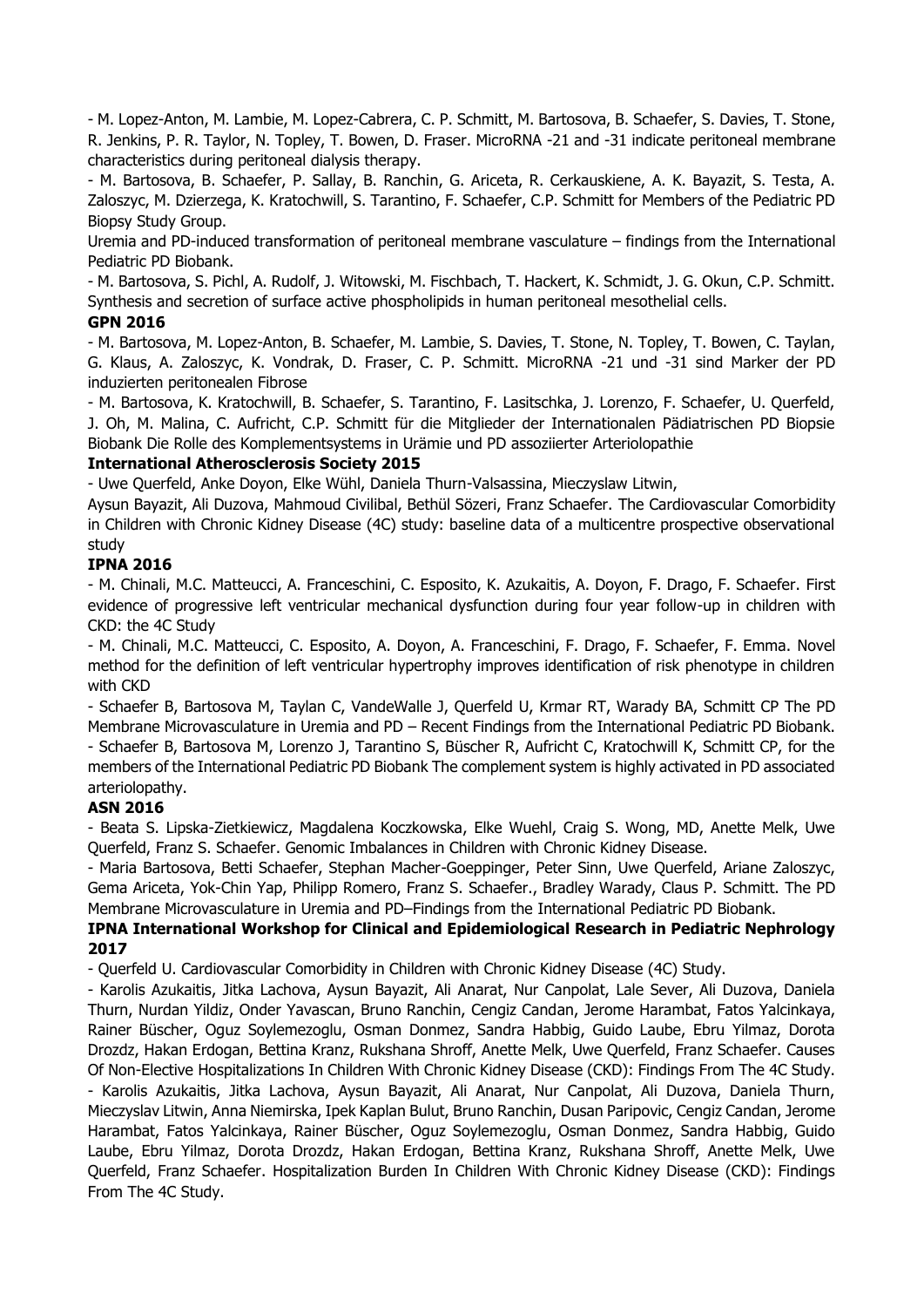- M. Lopez-Anton, M. Lambie, M. Lopez-Cabrera, C. P. Schmitt, M. Bartosova, B. Schaefer, S. Davies, T. Stone, R. Jenkins, P. R. Taylor, N. Topley, T. Bowen, D. Fraser. MicroRNA -21 and -31 indicate peritoneal membrane characteristics during peritoneal dialysis therapy.

- M. Bartosova, B. Schaefer, P. Sallay, B. Ranchin, G. Ariceta, R. Cerkauskiene, A. K. Bayazit, S. Testa, A. Zaloszyc, M. Dzierzega, K. Kratochwill, S. Tarantino, F. Schaefer, C.P. Schmitt for Members of the Pediatric PD Biopsy Study Group.
Uremia and PD-induced transformation of peritoneal membrane vasculature – findings from the International Pediatric PD Biobank.

- M. Bartosova, S. Pichl, A. Rudolf, J. Witowski, M. Fischbach, T. Hackert, K. Schmidt, J. G. Okun, C.P. Schmitt. Synthesis and secretion of surface active phospholipids in human peritoneal mesothelial cells.

**GPN 2016**

- M. Bartosova, M. Lopez-Anton, B. Schaefer, M. Lambie, S. Davies, T. Stone, N. Topley, T. Bowen, C. Taylan, G. Klaus, A. Zaloszyc, K. Vondrak, D. Fraser, C. P. Schmitt. MicroRNA -21 und -31 sind Marker der PD induzierten peritonealen Fibrose

- M. Bartosova, K. Kratochwill, B. Schaefer, S. Tarantino, F. Lasitschka, J. Lorenzo, F. Schaefer, U. Querfeld, J. Oh, M. Malina, C. Aufricht, C.P. Schmitt für die Mitglieder der Internationalen Pädiatrischen PD Biopsie Biobank Die Rolle des Komplementsystems in Urämie und PD assoziierter Arteriolopathie

**International Atherosclerosis Society 2015**

- Uwe Querfeld, Anke Doyon, Elke Wühl, Daniela Thurn-Valsassina, Mieczyslaw Litwin, Aysun Bayazit, Ali Duzova, Mahmoud Civilibal, Bethül Sözeri, Franz Schaefer. The Cardiovascular Comorbidity in Children with Chronic Kidney Disease (4C) study: baseline data of a multicentre prospective observational study

**IPNA 2016**

- M. Chinali, M.C. Matteucci, A. Franceschini, C. Esposito, K. Azukaitis, A. Doyon, F. Drago, F. Schaefer. First evidence of progressive left ventricular mechanical dysfunction during four year follow-up in children with CKD: the 4C Study

- M. Chinali, M.C. Matteucci, C. Esposito, A. Doyon, A. Franceschini, F. Drago, F. Schaefer, F. Emma. Novel method for the definition of left ventricular hypertrophy improves identification of risk phenotype in children with CKD

- Schaefer B, Bartosova M, Taylan C, VandeWalle J, Querfeld U, Krmar RT, Warady BA, Schmitt CP The PD Membrane Microvasculature in Uremia and PD – Recent Findings from the International Pediatric PD Biobank.

- Schaefer B, Bartosova M, Lorenzo J, Tarantino S, Büscher R, Aufricht C, Kratochwill K, Schmitt CP, for the members of the International Pediatric PD Biobank The complement system is highly activated in PD associated arteriolopathy.

**ASN 2016**

- Beata S. Lipska-Zietkiewicz, Magdalena Koczkowska, Elke Wuehl, Craig S. Wong, MD, Anette Melk, Uwe Querfeld, Franz S. Schaefer. Genomic Imbalances in Children with Chronic Kidney Disease.

- Maria Bartosova, Betti Schaefer, Stephan Macher-Goeppinger, Peter Sinn, Uwe Querfeld, Ariane Zaloszyc, Gema Ariceta, Yok-Chin Yap, Philipp Romero, Franz S. Schaefer., Bradley Warady, Claus P. Schmitt. The PD Membrane Microvasculature in Uremia and PD–Findings from the International Pediatric PD Biobank.

**IPNA International Workshop for Clinical and Epidemiological Research in Pediatric Nephrology 2017**

- Querfeld U. Cardiovascular Comorbidity in Children with Chronic Kidney Disease (4C) Study.

- Karolis Azukaitis, Jitka Lachova, Aysun Bayazit, Ali Anarat, Nur Canpolat, Lale Sever, Ali Duzova, Daniela Thurn, Nurdan Yildiz, Onder Yavascan, Bruno Ranchin, Cengiz Candan, Jerome Harambat, Fatos Yalcinkaya, Rainer Büscher, Oguz Soylemezoglu, Osman Donmez, Sandra Habbig, Guido Laube, Ebru Yilmaz, Dorota Drozdz, Hakan Erdogan, Bettina Kranz, Rukshana Shroff, Anette Melk, Uwe Querfeld, Franz Schaefer. Causes Of Non-Elective Hospitalizations In Children With Chronic Kidney Disease (CKD): Findings From The 4C Study.

- Karolis Azukaitis, Jitka Lachova, Aysun Bayazit, Ali Anarat, Nur Canpolat, Ali Duzova, Daniela Thurn, Mieczyslav Litwin, Anna Niemirska, Ipek Kaplan Bulut, Bruno Ranchin, Dusan Paripovic, Cengiz Candan, Jerome Harambat, Fatos Yalcinkaya, Rainer Büscher, Oguz Soylemezoglu, Osman Donmez, Sandra Habbig, Guido Laube, Ebru Yilmaz, Dorota Drozdz, Hakan Erdogan, Bettina Kranz, Rukshana Shroff, Anette Melk, Uwe Querfeld, Franz Schaefer. Hospitalization Burden In Children With Chronic Kidney Disease (CKD): Findings From The 4C Study.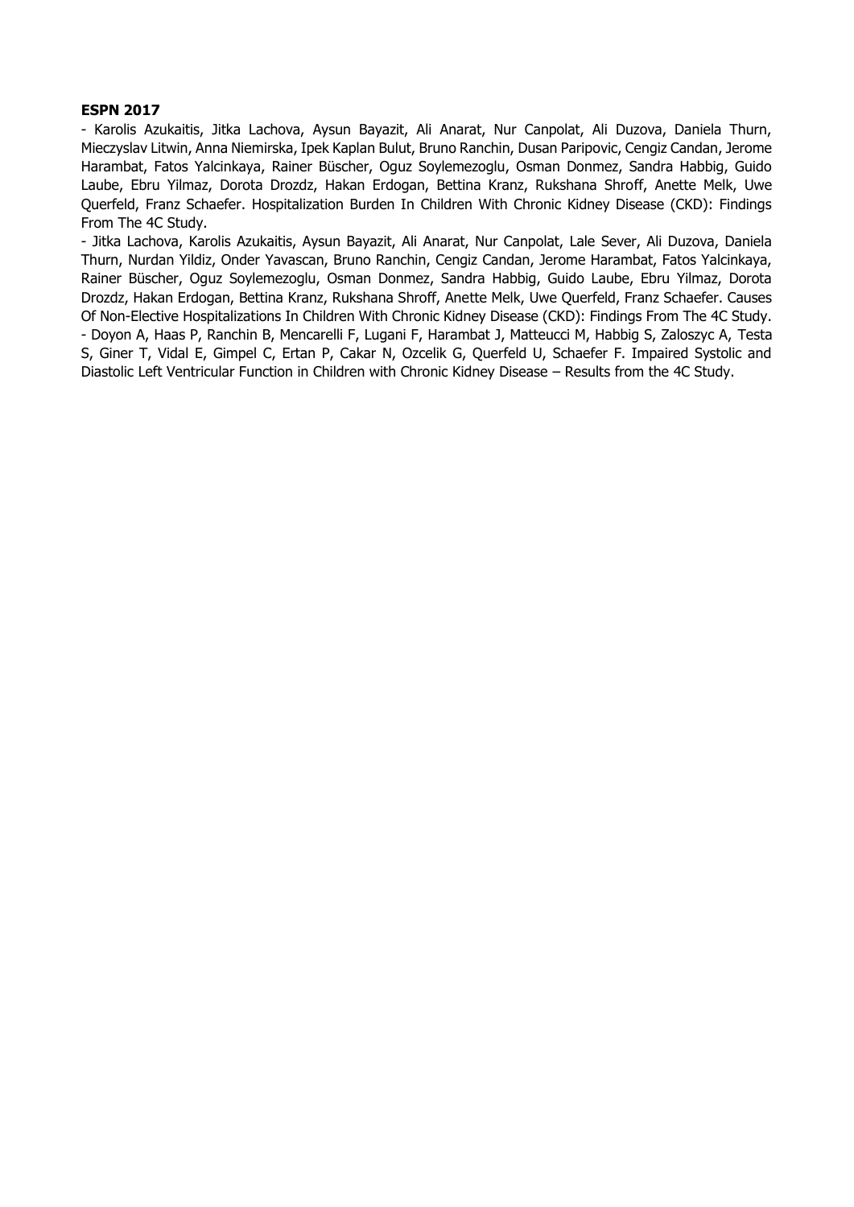**ESPN 2017**

- Karolis Azukaitis, Jitka Lachova, Aysun Bayazit, Ali Anarat, Nur Canpolat, Ali Duzova, Daniela Thurn, Mieczyslav Litwin, Anna Niemirska, Ipek Kaplan Bulut, Bruno Ranchin, Dusan Paripovic, Cengiz Candan, Jerome Harambat, Fatos Yalcinkaya, Rainer Büscher, Oguz Soylemezoglu, Osman Donmez, Sandra Habbig, Guido Laube, Ebru Yilmaz, Dorota Drozdz, Hakan Erdogan, Bettina Kranz, Rukshana Shroff, Anette Melk, Uwe Querfeld, Franz Schaefer. Hospitalization Burden In Children With Chronic Kidney Disease (CKD): Findings From The 4C Study.
- Jitka Lachova, Karolis Azukaitis, Aysun Bayazit, Ali Anarat, Nur Canpolat, Lale Sever, Ali Duzova, Daniela Thurn, Nurdan Yildiz, Onder Yavascan, Bruno Ranchin, Cengiz Candan, Jerome Harambat, Fatos Yalcinkaya, Rainer Büscher, Oguz Soylemezoglu, Osman Donmez, Sandra Habbig, Guido Laube, Ebru Yilmaz, Dorota Drozdz, Hakan Erdogan, Bettina Kranz, Rukshana Shroff, Anette Melk, Uwe Querfeld, Franz Schaefer. Causes Of Non-Elective Hospitalizations In Children With Chronic Kidney Disease (CKD): Findings From The 4C Study.
- Doyon A, Haas P, Ranchin B, Mencarelli F, Lugani F, Harambat J, Matteucci M, Habbig S, Zaloszyc A, Testa S, Giner T, Vidal E, Gimpel C, Ertan P, Cakar N, Ozcelik G, Querfeld U, Schaefer F. Impaired Systolic and Diastolic Left Ventricular Function in Children with Chronic Kidney Disease – Results from the 4C Study.